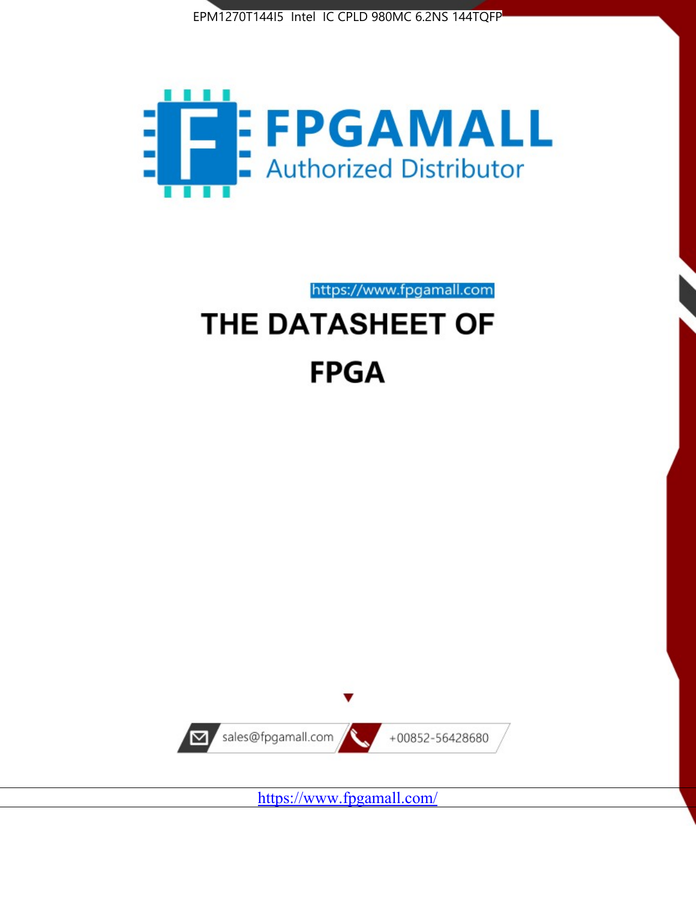EPM1270T144I5 Intel IC CPLD 980MC 6.2NS 144TQFP

# FPGAMALL

Authorized Distributor

https://www.fpgamall.com

# THE DATASHEET OF

# FPGA

sales@fpgamall.com

+00852-56428680

https://www.fpgamall.com/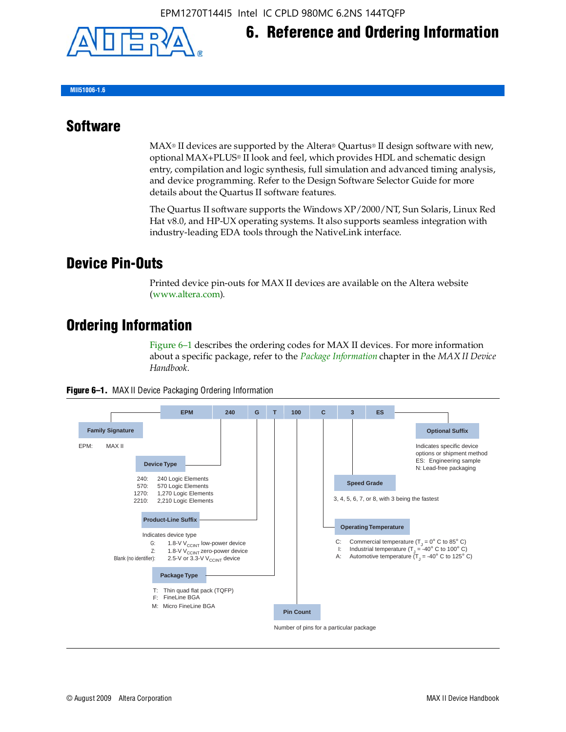EPM1270T144I5 Intel IC CPLD 980MC 6.2NS 144TQFP

# 6. Reference and Ordering Information

MII51006-1.6

## Software

MAX® II devices are supported by the Altera® Quartus® II design software with new, optional MAX+PLUS® II look and feel, which provides HDL and schematic design entry, compilation and logic synthesis, full simulation and advanced timing analysis, and device programming. Refer to the Design Software Selector Guide for more details about the Quartus II software features.

The Quartus II software supports the Windows XP/2000/NT, Sun Solaris, Linux Red Hat v8.0, and HP-UX operating systems. It also supports seamless integration with industry-leading EDA tools through the NativeLink interface.

## Device Pin-Outs

Printed device pin-outs for MAX II devices are available on the Altera website (www.altera.com).

## Ordering Information

Figure 6–1 describes the ordering codes for MAX II devices. For more information about a specific package, refer to the *Package Information* chapter in the *MAX II Device Handbook*.

**Figure 6–1.** MAX II Device Packaging Ordering Information

| EPM | 240 | G | T | 100 | C | 3 | ES |
|---|---|---|---|---|---|---|---|

**Family Signature**

EPM: MAX II

**Device Type**

240: 240 Logic Elements
570: 570 Logic Elements
1270: 1,270 Logic Elements
2210: 2,210 Logic Elements

**Product-Line Suffix**

Indicates device type
G: 1.8-V $V_{CCINT}$ low-power device
Z: 1.8-V $V_{CCINT}$ zero-power device
Blank (no identifier): 2.5-V or 3.3-V $V_{CCINT}$ device

**Package Type**

T: Thin quad flat pack (TQFP)
F: FineLine BGA
M: Micro FineLine BGA

**Pin Count**

Number of pins for a particular package

**Operating Temperature**

C: Commercial temperature ($T_J$ = 0° C to 85° C)
I: Industrial temperature ($T_J$ = -40° C to 100° C)
A: Automotive temperature ($T_J$ = -40° C to 125° C)

**Speed Grade**

3, 4, 5, 6, 7, or 8, with 3 being the fastest

**Optional Suffix**

Indicates specific device options or shipment method
ES: Engineering sample
N: Lead-free packaging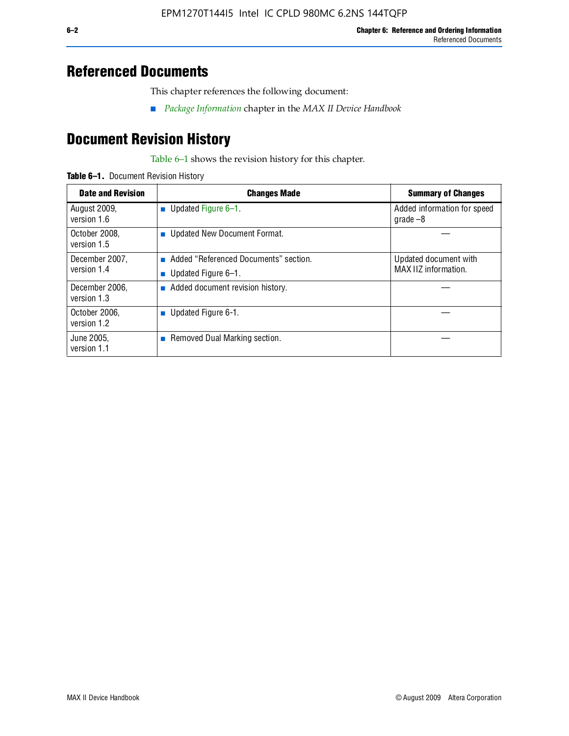# Referenced Documents

This chapter references the following document:

- *Package Information* chapter in the *MAX II Device Handbook*

# Document Revision History

Table 6–1 shows the revision history for this chapter.

**Table 6–1.** Document Revision History

| Date and Revision | Changes Made | Summary of Changes |
|---|---|---|
| August 2009, version 1.6 | ■ Updated Figure 6–1. | Added information for speed grade –8 |
| October 2008, version 1.5 | ■ Updated New Document Format. | — |
| December 2007, version 1.4 | ■ Added “Referenced Documents” section. ■ Updated Figure 6–1. | Updated document with MAX IIZ information. |
| December 2006, version 1.3 | ■ Added document revision history. | — |
| October 2006, version 1.2 | ■ Updated Figure 6-1. | — |
| June 2005, version 1.1 | ■ Removed Dual Marking section. | — |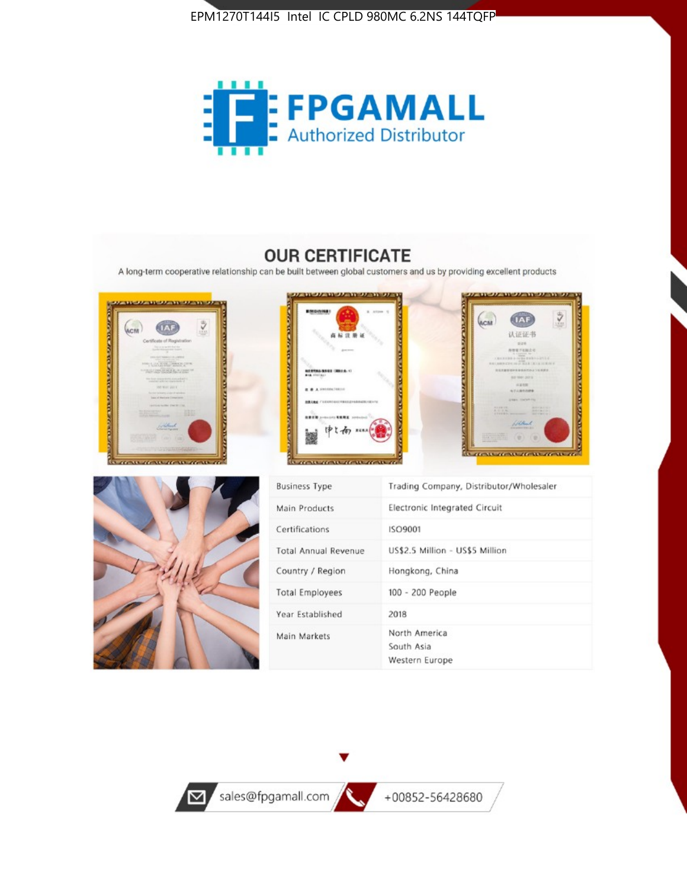FPGAMALL
Authorized Distributor

## OUR CERTIFICATE

A long-term cooperative relationship can be built between global customers and us by providing excellent products

| | |
|---|---|
| Business Type | Trading Company, Distributor/Wholesaler |
| Main Products | Electronic Integrated Circuit |
| Certifications | ISO9001 |
| Total Annual Revenue | US$2.5 Million - US$5 Million |
| Country / Region | Hongkong, China |
| Total Employees | 100 - 200 People |
| Year Established | 2018 |
| Main Markets | North America<br>South Asia<br>Western Europe |

sales@fpgamall.com

+00852-56428680